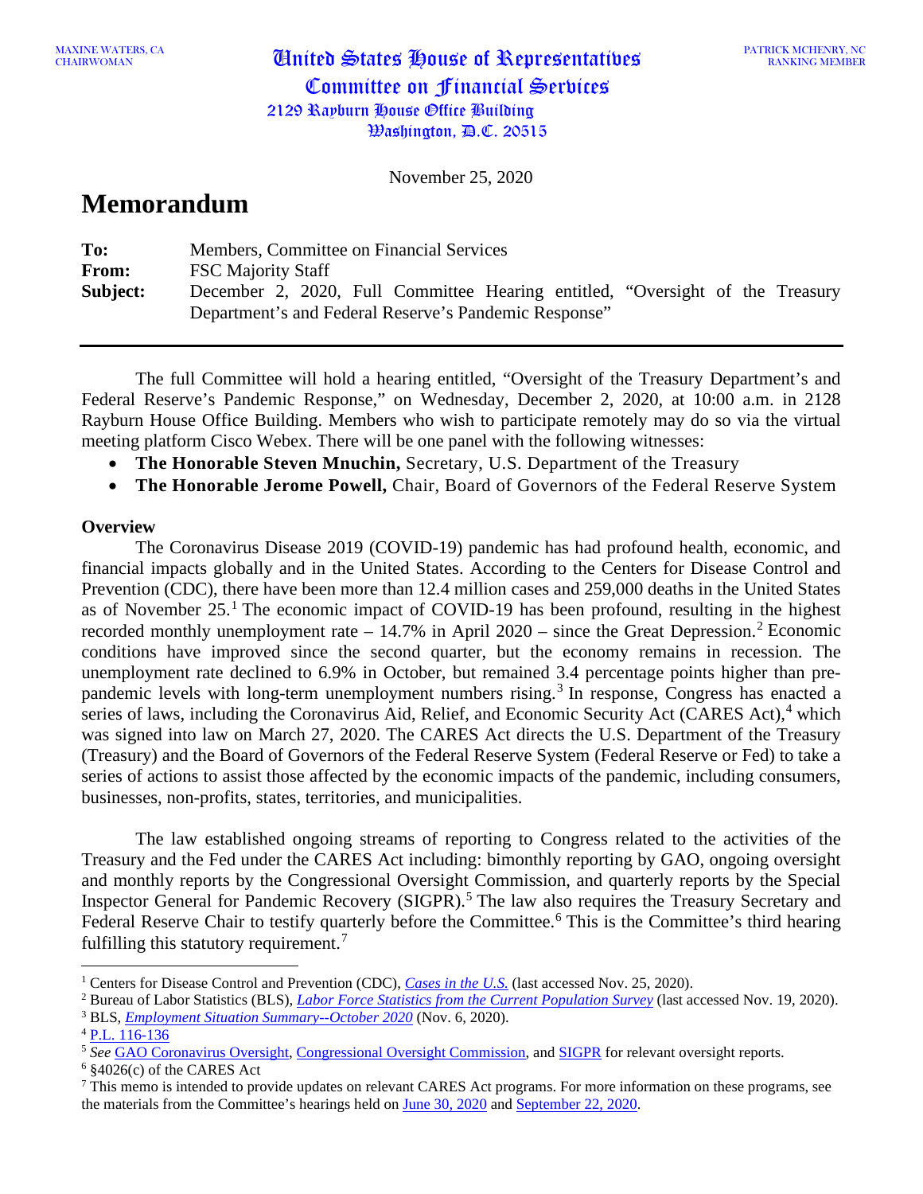MAXINE WATERS, CA
CHAIRWOMAN

United States House of Representatives
Committee on Financial Services
2129 Rayburn House Office Building
Washington, D.C. 20515

PATRICK MCHENRY, NC
RANKING MEMBER

November 25, 2020

# Memorandum

**To:** Members, Committee on Financial Services
**From:** FSC Majority Staff
**Subject:** December 2, 2020, Full Committee Hearing entitled, "Oversight of the Treasury Department's and Federal Reserve's Pandemic Response"

---

The full Committee will hold a hearing entitled, "Oversight of the Treasury Department's and Federal Reserve's Pandemic Response," on Wednesday, December 2, 2020, at 10:00 a.m. in 2128 Rayburn House Office Building. Members who wish to participate remotely may do so via the virtual meeting platform Cisco Webex. There will be one panel with the following witnesses:

- **The Honorable Steven Mnuchin,** Secretary, U.S. Department of the Treasury
- **The Honorable Jerome Powell,** Chair, Board of Governors of the Federal Reserve System

## Overview

The Coronavirus Disease 2019 (COVID-19) pandemic has had profound health, economic, and financial impacts globally and in the United States. According to the Centers for Disease Control and Prevention (CDC), there have been more than 12.4 million cases and 259,000 deaths in the United States as of November 25.[1] The economic impact of COVID-19 has been profound, resulting in the highest recorded monthly unemployment rate – 14.7% in April 2020 – since the Great Depression.[2] Economic conditions have improved since the second quarter, but the economy remains in recession. The unemployment rate declined to 6.9% in October, but remained 3.4 percentage points higher than pre-pandemic levels with long-term unemployment numbers rising.[3] In response, Congress has enacted a series of laws, including the Coronavirus Aid, Relief, and Economic Security Act (CARES Act),[4] which was signed into law on March 27, 2020. The CARES Act directs the U.S. Department of the Treasury (Treasury) and the Board of Governors of the Federal Reserve System (Federal Reserve or Fed) to take a series of actions to assist those affected by the economic impacts of the pandemic, including consumers, businesses, non-profits, states, territories, and municipalities.

The law established ongoing streams of reporting to Congress related to the activities of the Treasury and the Fed under the CARES Act including: bimonthly reporting by GAO, ongoing oversight and monthly reports by the Congressional Oversight Commission, and quarterly reports by the Special Inspector General for Pandemic Recovery (SIGPR).[5] The law also requires the Treasury Secretary and Federal Reserve Chair to testify quarterly before the Committee.[6] This is the Committee's third hearing fulfilling this statutory requirement.[7]

---

[1] Centers for Disease Control and Prevention (CDC), *Cases in the U.S.* (last accessed Nov. 25, 2020).
[2] Bureau of Labor Statistics (BLS), *Labor Force Statistics from the Current Population Survey* (last accessed Nov. 19, 2020).
[3] BLS, *Employment Situation Summary--October 2020* (Nov. 6, 2020).
[4] P.L. 116-136
[5] *See* GAO Coronavirus Oversight, Congressional Oversight Commission, and SIGPR for relevant oversight reports.
[6] §4026(c) of the CARES Act
[7] This memo is intended to provide updates on relevant CARES Act programs. For more information on these programs, see the materials from the Committee's hearings held on June 30, 2020 and September 22, 2020.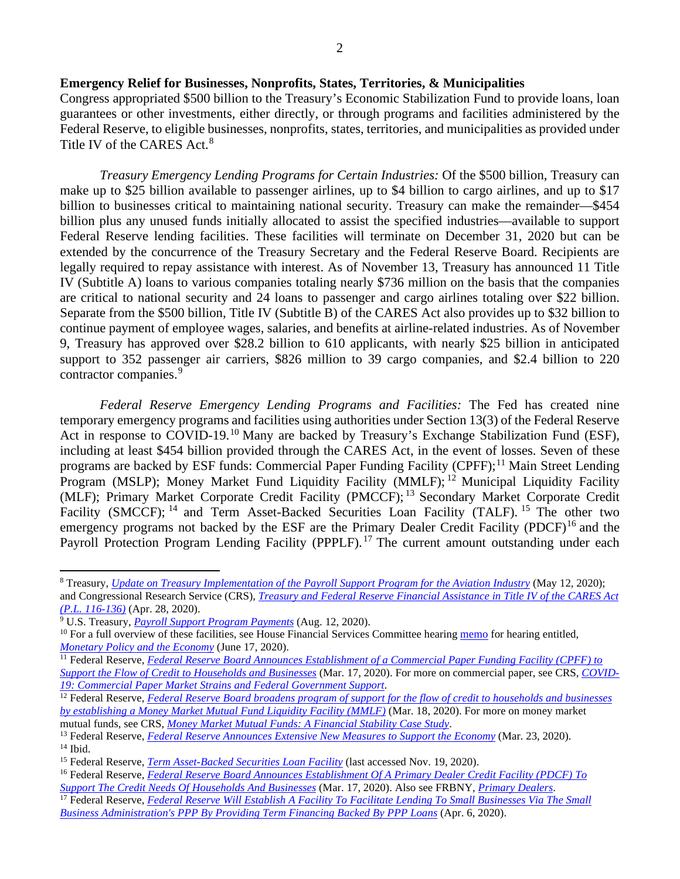**Emergency Relief for Businesses, Nonprofits, States, Territories, & Municipalities**

Congress appropriated $500 billion to the Treasury's Economic Stabilization Fund to provide loans, loan guarantees or other investments, either directly, or through programs and facilities administered by the Federal Reserve, to eligible businesses, nonprofits, states, territories, and municipalities as provided under Title IV of the CARES Act.[8]

*Treasury Emergency Lending Programs for Certain Industries:* Of the $500 billion, Treasury can make up to $25 billion available to passenger airlines, up to $4 billion to cargo airlines, and up to $17 billion to businesses critical to maintaining national security. Treasury can make the remainder—$454 billion plus any unused funds initially allocated to assist the specified industries—available to support Federal Reserve lending facilities. These facilities will terminate on December 31, 2020 but can be extended by the concurrence of the Treasury Secretary and the Federal Reserve Board. Recipients are legally required to repay assistance with interest. As of November 13, Treasury has announced 11 Title IV (Subtitle A) loans to various companies totaling nearly $736 million on the basis that the companies are critical to national security and 24 loans to passenger and cargo airlines totaling over $22 billion. Separate from the $500 billion, Title IV (Subtitle B) of the CARES Act also provides up to $32 billion to continue payment of employee wages, salaries, and benefits at airline-related industries. As of November 9, Treasury has approved over $28.2 billion to 610 applicants, with nearly $25 billion in anticipated support to 352 passenger air carriers, $826 million to 39 cargo companies, and $2.4 billion to 220 contractor companies.[9]

*Federal Reserve Emergency Lending Programs and Facilities:* The Fed has created nine temporary emergency programs and facilities using authorities under Section 13(3) of the Federal Reserve Act in response to COVID-19.[10] Many are backed by Treasury's Exchange Stabilization Fund (ESF), including at least $454 billion provided through the CARES Act, in the event of losses. Seven of these programs are backed by ESF funds: Commercial Paper Funding Facility (CPFF);[11] Main Street Lending Program (MSLP); Money Market Fund Liquidity Facility (MMLF);[12] Municipal Liquidity Facility (MLF); Primary Market Corporate Credit Facility (PMCCF);[13] Secondary Market Corporate Credit Facility (SMCCF);[14] and Term Asset-Backed Securities Loan Facility (TALF).[15] The other two emergency programs not backed by the ESF are the Primary Dealer Credit Facility (PDCF)[16] and the Payroll Protection Program Lending Facility (PPPLF).[17] The current amount outstanding under each

---

[8] Treasury, *Update on Treasury Implementation of the Payroll Support Program for the Aviation Industry* (May 12, 2020); and Congressional Research Service (CRS), *Treasury and Federal Reserve Financial Assistance in Title IV of the CARES Act (P.L. 116-136)* (Apr. 28, 2020).

[9] U.S. Treasury, *Payroll Support Program Payments* (Aug. 12, 2020).

[10] For a full overview of these facilities, see House Financial Services Committee hearing memo for hearing entitled, *Monetary Policy and the Economy* (June 17, 2020).

[11] Federal Reserve, *Federal Reserve Board Announces Establishment of a Commercial Paper Funding Facility (CPFF) to Support the Flow of Credit to Households and Businesses* (Mar. 17, 2020). For more on commercial paper, see CRS, *COVID-19: Commercial Paper Market Strains and Federal Government Support*.

[12] Federal Reserve, *Federal Reserve Board broadens program of support for the flow of credit to households and businesses by establishing a Money Market Mutual Fund Liquidity Facility (MMLF)* (Mar. 18, 2020). For more on money market mutual funds, see CRS, *Money Market Mutual Funds: A Financial Stability Case Study*.

[13] Federal Reserve, *Federal Reserve Announces Extensive New Measures to Support the Economy* (Mar. 23, 2020).

[14] Ibid.

[15] Federal Reserve, *Term Asset-Backed Securities Loan Facility* (last accessed Nov. 19, 2020).

[16] Federal Reserve, *Federal Reserve Board Announces Establishment Of A Primary Dealer Credit Facility (PDCF) To Support The Credit Needs Of Households And Businesses* (Mar. 17, 2020). Also see FRBNY, *Primary Dealers*.

[17] Federal Reserve, *Federal Reserve Will Establish A Facility To Facilitate Lending To Small Businesses Via The Small Business Administration's PPP By Providing Term Financing Backed By PPP Loans* (Apr. 6, 2020).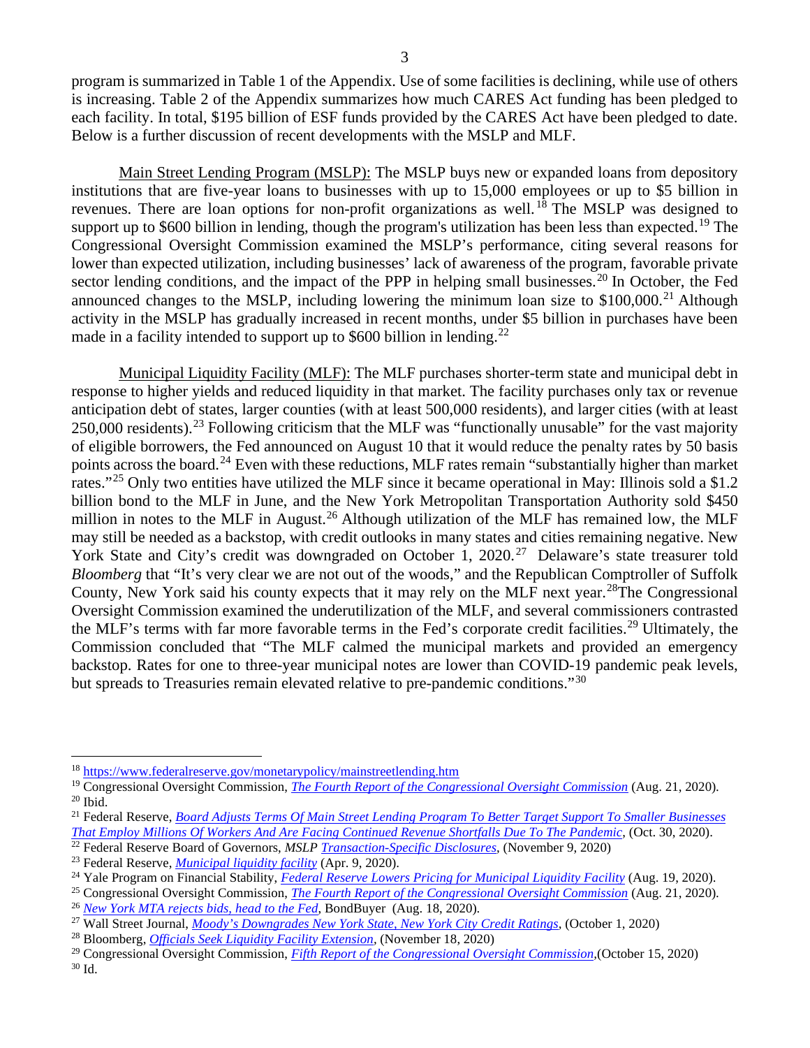program is summarized in Table 1 of the Appendix. Use of some facilities is declining, while use of others is increasing. Table 2 of the Appendix summarizes how much CARES Act funding has been pledged to each facility. In total, $195 billion of ESF funds provided by the CARES Act have been pledged to date. Below is a further discussion of recent developments with the MSLP and MLF.

Main Street Lending Program (MSLP): The MSLP buys new or expanded loans from depository institutions that are five-year loans to businesses with up to 15,000 employees or up to $5 billion in revenues. There are loan options for non-profit organizations as well.[18] The MSLP was designed to support up to $600 billion in lending, though the program's utilization has been less than expected.[19] The Congressional Oversight Commission examined the MSLP's performance, citing several reasons for lower than expected utilization, including businesses' lack of awareness of the program, favorable private sector lending conditions, and the impact of the PPP in helping small businesses.[20] In October, the Fed announced changes to the MSLP, including lowering the minimum loan size to $100,000.[21] Although activity in the MSLP has gradually increased in recent months, under $5 billion in purchases have been made in a facility intended to support up to $600 billion in lending.[22]

Municipal Liquidity Facility (MLF): The MLF purchases shorter-term state and municipal debt in response to higher yields and reduced liquidity in that market. The facility purchases only tax or revenue anticipation debt of states, larger counties (with at least 500,000 residents), and larger cities (with at least 250,000 residents).[23] Following criticism that the MLF was "functionally unusable" for the vast majority of eligible borrowers, the Fed announced on August 10 that it would reduce the penalty rates by 50 basis points across the board.[24] Even with these reductions, MLF rates remain "substantially higher than market rates."[25] Only two entities have utilized the MLF since it became operational in May: Illinois sold a $1.2 billion bond to the MLF in June, and the New York Metropolitan Transportation Authority sold $450 million in notes to the MLF in August.[26] Although utilization of the MLF has remained low, the MLF may still be needed as a backstop, with credit outlooks in many states and cities remaining negative. New York State and City's credit was downgraded on October 1, 2020.[27] Delaware's state treasurer told *Bloomberg* that "It's very clear we are not out of the woods," and the Republican Comptroller of Suffolk County, New York said his county expects that it may rely on the MLF next year.[28] The Congressional Oversight Commission examined the underutilization of the MLF, and several commissioners contrasted the MLF's terms with far more favorable terms in the Fed's corporate credit facilities.[29] Ultimately, the Commission concluded that "The MLF calmed the municipal markets and provided an emergency backstop. Rates for one to three-year municipal notes are lower than COVID-19 pandemic peak levels, but spreads to Treasuries remain elevated relative to pre-pandemic conditions."[30]

---

[18] https://www.federalreserve.gov/monetarypolicy/mainstreetlending.htm

[19] Congressional Oversight Commission, *The Fourth Report of the Congressional Oversight Commission* (Aug. 21, 2020).

[20] Ibid.

[21] Federal Reserve, *Board Adjusts Terms Of Main Street Lending Program To Better Target Support To Smaller Businesses That Employ Millions Of Workers And Are Facing Continued Revenue Shortfalls Due To The Pandemic*, (Oct. 30, 2020).

[22] Federal Reserve Board of Governors, *MSLP Transaction-Specific Disclosures*, (November 9, 2020)

[23] Federal Reserve, *Municipal liquidity facility* (Apr. 9, 2020).

[24] Yale Program on Financial Stability, *Federal Reserve Lowers Pricing for Municipal Liquidity Facility* (Aug. 19, 2020).

[25] Congressional Oversight Commission, *The Fourth Report of the Congressional Oversight Commission* (Aug. 21, 2020).

[26] *New York MTA rejects bids, head to the Fed*, BondBuyer (Aug. 18, 2020).

[27] Wall Street Journal, *Moody's Downgrades New York State, New York City Credit Ratings*, (October 1, 2020)

[28] Bloomberg, *Officials Seek Liquidity Facility Extension*, (November 18, 2020)

[29] Congressional Oversight Commission, *Fifth Report of the Congressional Oversight Commission*,(October 15, 2020)

[30] Id.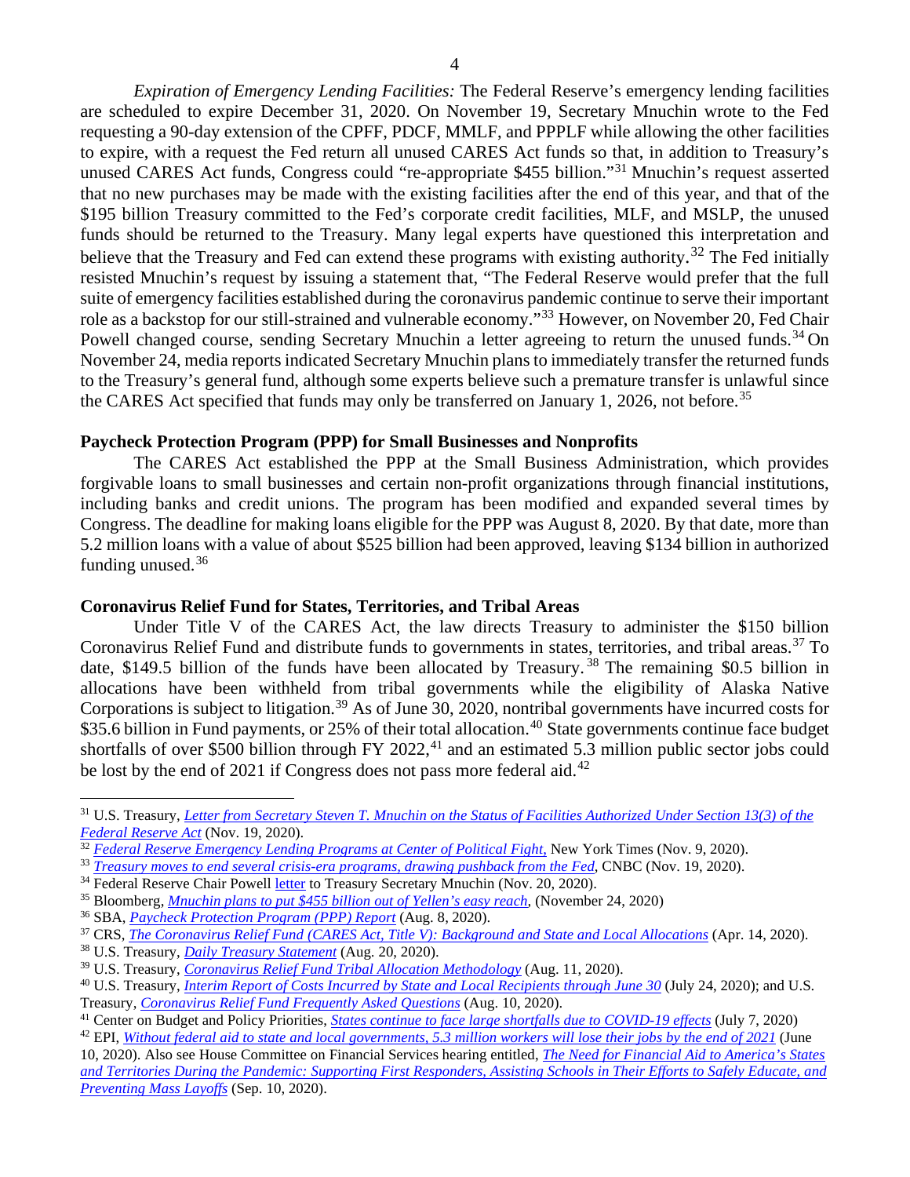*Expiration of Emergency Lending Facilities:* The Federal Reserve's emergency lending facilities are scheduled to expire December 31, 2020. On November 19, Secretary Mnuchin wrote to the Fed requesting a 90-day extension of the CPFF, PDCF, MMLF, and PPPLF while allowing the other facilities to expire, with a request the Fed return all unused CARES Act funds so that, in addition to Treasury's unused CARES Act funds, Congress could "re-appropriate $455 billion."[31] Mnuchin's request asserted that no new purchases may be made with the existing facilities after the end of this year, and that of the $195 billion Treasury committed to the Fed's corporate credit facilities, MLF, and MSLP, the unused funds should be returned to the Treasury. Many legal experts have questioned this interpretation and believe that the Treasury and Fed can extend these programs with existing authority.[32] The Fed initially resisted Mnuchin's request by issuing a statement that, "The Federal Reserve would prefer that the full suite of emergency facilities established during the coronavirus pandemic continue to serve their important role as a backstop for our still-strained and vulnerable economy."[33] However, on November 20, Fed Chair Powell changed course, sending Secretary Mnuchin a letter agreeing to return the unused funds.[34] On November 24, media reports indicated Secretary Mnuchin plans to immediately transfer the returned funds to the Treasury's general fund, although some experts believe such a premature transfer is unlawful since the CARES Act specified that funds may only be transferred on January 1, 2026, not before.[35]

**Paycheck Protection Program (PPP) for Small Businesses and Nonprofits**

The CARES Act established the PPP at the Small Business Administration, which provides forgivable loans to small businesses and certain non-profit organizations through financial institutions, including banks and credit unions. The program has been modified and expanded several times by Congress. The deadline for making loans eligible for the PPP was August 8, 2020. By that date, more than 5.2 million loans with a value of about $525 billion had been approved, leaving $134 billion in authorized funding unused.[36]

**Coronavirus Relief Fund for States, Territories, and Tribal Areas**

Under Title V of the CARES Act, the law directs Treasury to administer the $150 billion Coronavirus Relief Fund and distribute funds to governments in states, territories, and tribal areas.[37] To date, $149.5 billion of the funds have been allocated by Treasury.[38] The remaining $0.5 billion in allocations have been withheld from tribal governments while the eligibility of Alaska Native Corporations is subject to litigation.[39] As of June 30, 2020, nontribal governments have incurred costs for $35.6 billion in Fund payments, or 25% of their total allocation.[40] State governments continue face budget shortfalls of over $500 billion through FY 2022,[41] and an estimated 5.3 million public sector jobs could be lost by the end of 2021 if Congress does not pass more federal aid.[42]

---

[31] U.S. Treasury, *Letter from Secretary Steven T. Mnuchin on the Status of Facilities Authorized Under Section 13(3) of the Federal Reserve Act* (Nov. 19, 2020).

[32] *Federal Reserve Emergency Lending Programs at Center of Political Fight,* New York Times (Nov. 9, 2020).

[33] *Treasury moves to end several crisis-era programs, drawing pushback from the Fed*, CNBC (Nov. 19, 2020).

[34] Federal Reserve Chair Powell letter to Treasury Secretary Mnuchin (Nov. 20, 2020).

[35] Bloomberg, *Mnuchin plans to put $455 billion out of Yellen's easy reach*, (November 24, 2020)

[36] SBA, *Paycheck Protection Program (PPP) Report* (Aug. 8, 2020).

[37] CRS, *The Coronavirus Relief Fund (CARES Act, Title V): Background and State and Local Allocations* (Apr. 14, 2020).

[38] U.S. Treasury, *Daily Treasury Statement* (Aug. 20, 2020).

[39] U.S. Treasury, *Coronavirus Relief Fund Tribal Allocation Methodology* (Aug. 11, 2020).

[40] U.S. Treasury, *Interim Report of Costs Incurred by State and Local Recipients through June 30* (July 24, 2020); and U.S. Treasury, *Coronavirus Relief Fund Frequently Asked Questions* (Aug. 10, 2020).

[41] Center on Budget and Policy Priorities, *States continue to face large shortfalls due to COVID-19 effects* (July 7, 2020)

[42] EPI, *Without federal aid to state and local governments, 5.3 million workers will lose their jobs by the end of 2021* (June 10, 2020). Also see House Committee on Financial Services hearing entitled, *The Need for Financial Aid to America's States and Territories During the Pandemic: Supporting First Responders, Assisting Schools in Their Efforts to Safely Educate, and Preventing Mass Layoffs* (Sep. 10, 2020).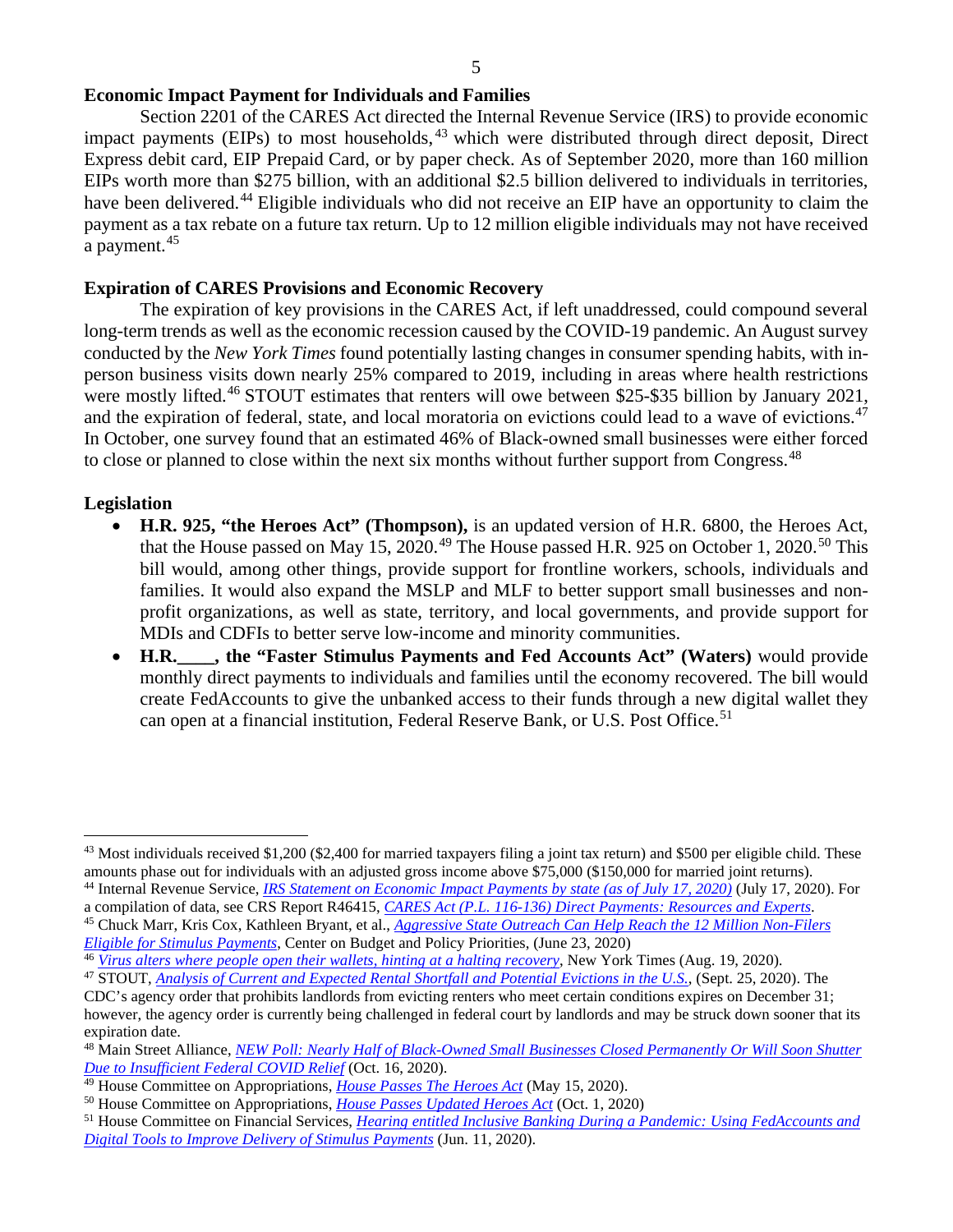**Economic Impact Payment for Individuals and Families**

Section 2201 of the CARES Act directed the Internal Revenue Service (IRS) to provide economic impact payments (EIPs) to most households,[43] which were distributed through direct deposit, Direct Express debit card, EIP Prepaid Card, or by paper check. As of September 2020, more than 160 million EIPs worth more than $275 billion, with an additional $2.5 billion delivered to individuals in territories, have been delivered.[44] Eligible individuals who did not receive an EIP have an opportunity to claim the payment as a tax rebate on a future tax return. Up to 12 million eligible individuals may not have received a payment.[45]

**Expiration of CARES Provisions and Economic Recovery**

The expiration of key provisions in the CARES Act, if left unaddressed, could compound several long-term trends as well as the economic recession caused by the COVID-19 pandemic. An August survey conducted by the *New York Times* found potentially lasting changes in consumer spending habits, with in-person business visits down nearly 25% compared to 2019, including in areas where health restrictions were mostly lifted.[46] STOUT estimates that renters will owe between $25-$35 billion by January 2021, and the expiration of federal, state, and local moratoria on evictions could lead to a wave of evictions.[47] In October, one survey found that an estimated 46% of Black-owned small businesses were either forced to close or planned to close within the next six months without further support from Congress.[48]

**Legislation**

- **H.R. 925, "the Heroes Act" (Thompson),** is an updated version of H.R. 6800, the Heroes Act, that the House passed on May 15, 2020.[49] The House passed H.R. 925 on October 1, 2020.[50] This bill would, among other things, provide support for frontline workers, schools, individuals and families. It would also expand the MSLP and MLF to better support small businesses and non-profit organizations, as well as state, territory, and local governments, and provide support for MDIs and CDFIs to better serve low-income and minority communities.
- **H.R.____, the "Faster Stimulus Payments and Fed Accounts Act" (Waters)** would provide monthly direct payments to individuals and families until the economy recovered. The bill would create FedAccounts to give the unbanked access to their funds through a new digital wallet they can open at a financial institution, Federal Reserve Bank, or U.S. Post Office.[51]

---

[43] Most individuals received $1,200 ($2,400 for married taxpayers filing a joint tax return) and $500 per eligible child. These amounts phase out for individuals with an adjusted gross income above $75,000 ($150,000 for married joint returns).

[44] Internal Revenue Service, *IRS Statement on Economic Impact Payments by state (as of July 17, 2020)* (July 17, 2020). For a compilation of data, see CRS Report R46415, *CARES Act (P.L. 116-136) Direct Payments: Resources and Experts*.

[45] Chuck Marr, Kris Cox, Kathleen Bryant, et al., *Aggressive State Outreach Can Help Reach the 12 Million Non-Filers Eligible for Stimulus Payments*, Center on Budget and Policy Priorities, (June 23, 2020)

[46] *Virus alters where people open their wallets, hinting at a halting recovery*, New York Times (Aug. 19, 2020).

[47] STOUT, *Analysis of Current and Expected Rental Shortfall and Potential Evictions in the U.S.*, (Sept. 25, 2020). The CDC's agency order that prohibits landlords from evicting renters who meet certain conditions expires on December 31; however, the agency order is currently being challenged in federal court by landlords and may be struck down sooner that its expiration date.

[48] Main Street Alliance, *NEW Poll: Nearly Half of Black-Owned Small Businesses Closed Permanently Or Will Soon Shutter Due to Insufficient Federal COVID Relief* (Oct. 16, 2020).

[49] House Committee on Appropriations, *House Passes The Heroes Act* (May 15, 2020).

[50] House Committee on Appropriations, *House Passes Updated Heroes Act* (Oct. 1, 2020)

[51] House Committee on Financial Services, *Hearing entitled Inclusive Banking During a Pandemic: Using FedAccounts and Digital Tools to Improve Delivery of Stimulus Payments* (Jun. 11, 2020).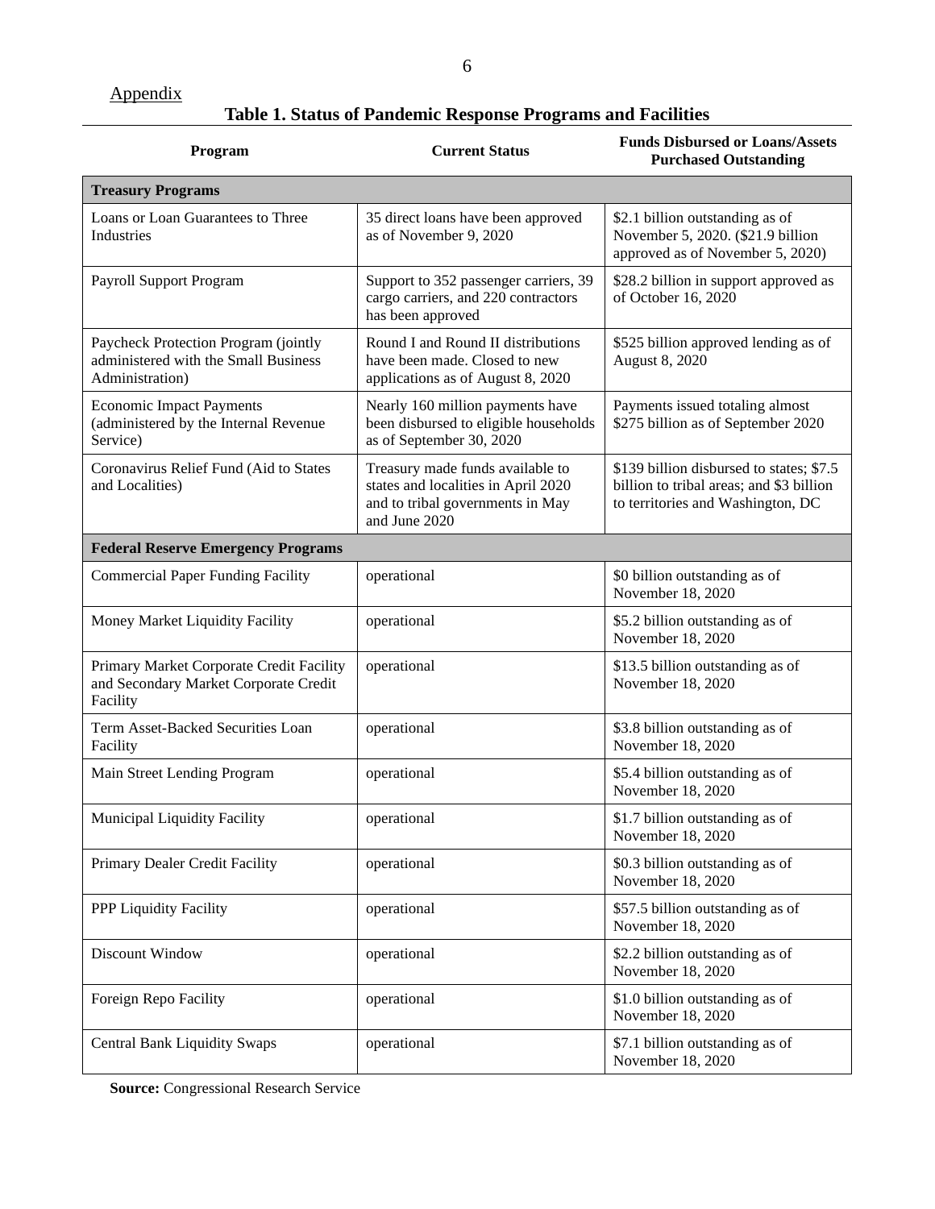Appendix

**Table 1. Status of Pandemic Response Programs and Facilities**

| Program | Current Status | Funds Disbursed or Loans/Assets Purchased Outstanding |
|---|---|---|
| **Treasury Programs** | | |
| Loans or Loan Guarantees to Three Industries | 35 direct loans have been approved as of November 9, 2020 | $2.1 billion outstanding as of November 5, 2020. ($21.9 billion approved as of November 5, 2020) |
| Payroll Support Program | Support to 352 passenger carriers, 39 cargo carriers, and 220 contractors has been approved | $28.2 billion in support approved as of October 16, 2020 |
| Paycheck Protection Program (jointly administered with the Small Business Administration) | Round I and Round II distributions have been made. Closed to new applications as of August 8, 2020 | $525 billion approved lending as of August 8, 2020 |
| Economic Impact Payments (administered by the Internal Revenue Service) | Nearly 160 million payments have been disbursed to eligible households as of September 30, 2020 | Payments issued totaling almost $275 billion as of September 2020 |
| Coronavirus Relief Fund (Aid to States and Localities) | Treasury made funds available to states and localities in April 2020 and to tribal governments in May and June 2020 | $139 billion disbursed to states; $7.5 billion to tribal areas; and $3 billion to territories and Washington, DC |
| **Federal Reserve Emergency Programs** | | |
| Commercial Paper Funding Facility | operational | $0 billion outstanding as of November 18, 2020 |
| Money Market Liquidity Facility | operational | $5.2 billion outstanding as of November 18, 2020 |
| Primary Market Corporate Credit Facility and Secondary Market Corporate Credit Facility | operational | $13.5 billion outstanding as of November 18, 2020 |
| Term Asset-Backed Securities Loan Facility | operational | $3.8 billion outstanding as of November 18, 2020 |
| Main Street Lending Program | operational | $5.4 billion outstanding as of November 18, 2020 |
| Municipal Liquidity Facility | operational | $1.7 billion outstanding as of November 18, 2020 |
| Primary Dealer Credit Facility | operational | $0.3 billion outstanding as of November 18, 2020 |
| PPP Liquidity Facility | operational | $57.5 billion outstanding as of November 18, 2020 |
| Discount Window | operational | $2.2 billion outstanding as of November 18, 2020 |
| Foreign Repo Facility | operational | $1.0 billion outstanding as of November 18, 2020 |
| Central Bank Liquidity Swaps | operational | $7.1 billion outstanding as of November 18, 2020 |

**Source:** Congressional Research Service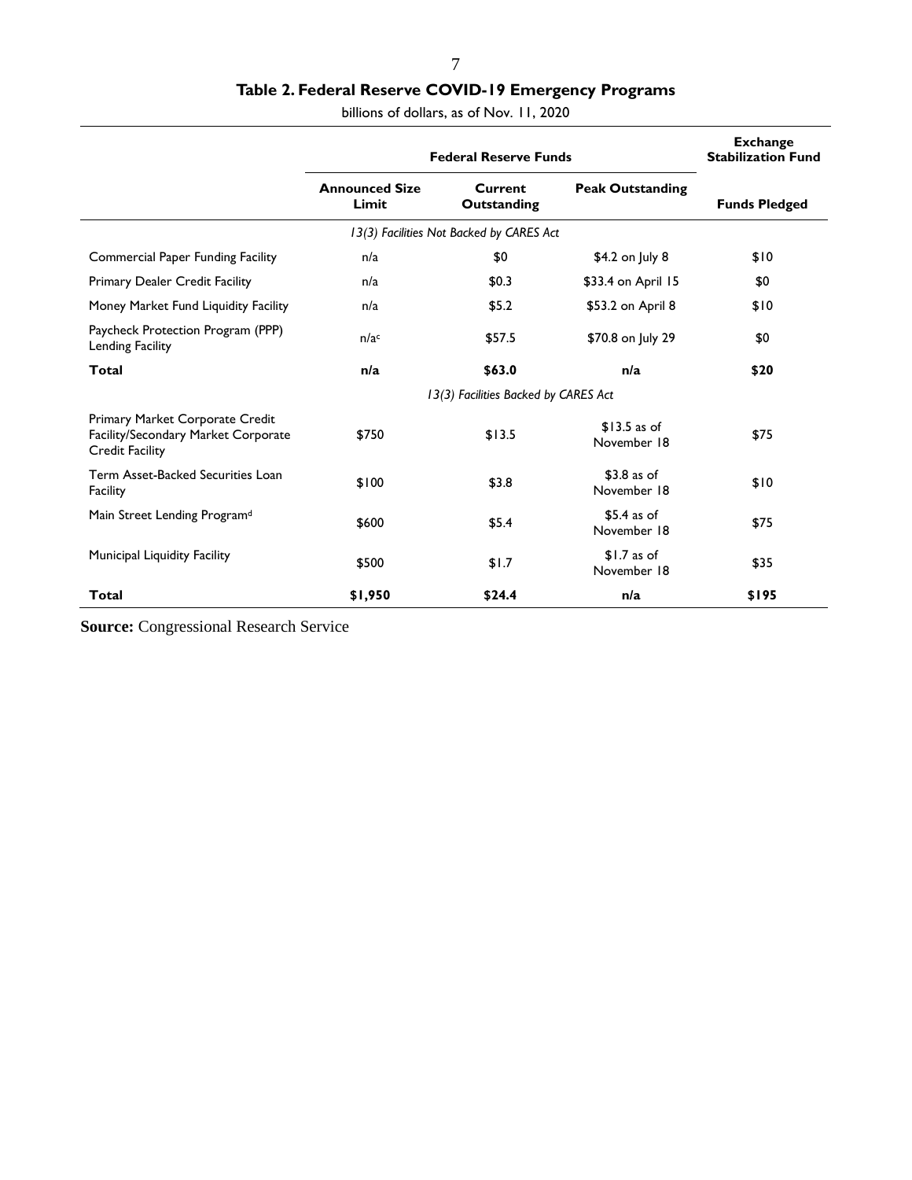**Table 2. Federal Reserve COVID-19 Emergency Programs**

billions of dollars, as of Nov. 11, 2020

| | Federal Reserve Funds | | | Exchange Stabilization Fund |
|---|---|---|---|---|
| | Announced Size Limit | Current Outstanding | Peak Outstanding | Funds Pledged |
| *13(3) Facilities Not Backed by CARES Act* | | | | |
| Commercial Paper Funding Facility | n/a | $0 | $4.2 on July 8 | $10 |
| Primary Dealer Credit Facility | n/a | $0.3 | $33.4 on April 15 | $0 |
| Money Market Fund Liquidity Facility | n/a | $5.2 | $53.2 on April 8 | $10 |
| Paycheck Protection Program (PPP) Lending Facility | n/a[c] | $57.5 | $70.8 on July 29 | $0 |
| **Total** | **n/a** | **$63.0** | **n/a** | **$20** |
| *13(3) Facilities Backed by CARES Act* | | | | |
| Primary Market Corporate Credit Facility/Secondary Market Corporate Credit Facility | $750 | $13.5 | $13.5 as of November 18 | $75 |
| Term Asset-Backed Securities Loan Facility | $100 | $3.8 | $3.8 as of November 18 | $10 |
| Main Street Lending Program[d] | $600 | $5.4 | $5.4 as of November 18 | $75 |
| Municipal Liquidity Facility | $500 | $1.7 | $1.7 as of November 18 | $35 |
| **Total** | **$1,950** | **$24.4** | **n/a** | **$195** |

**Source:** Congressional Research Service